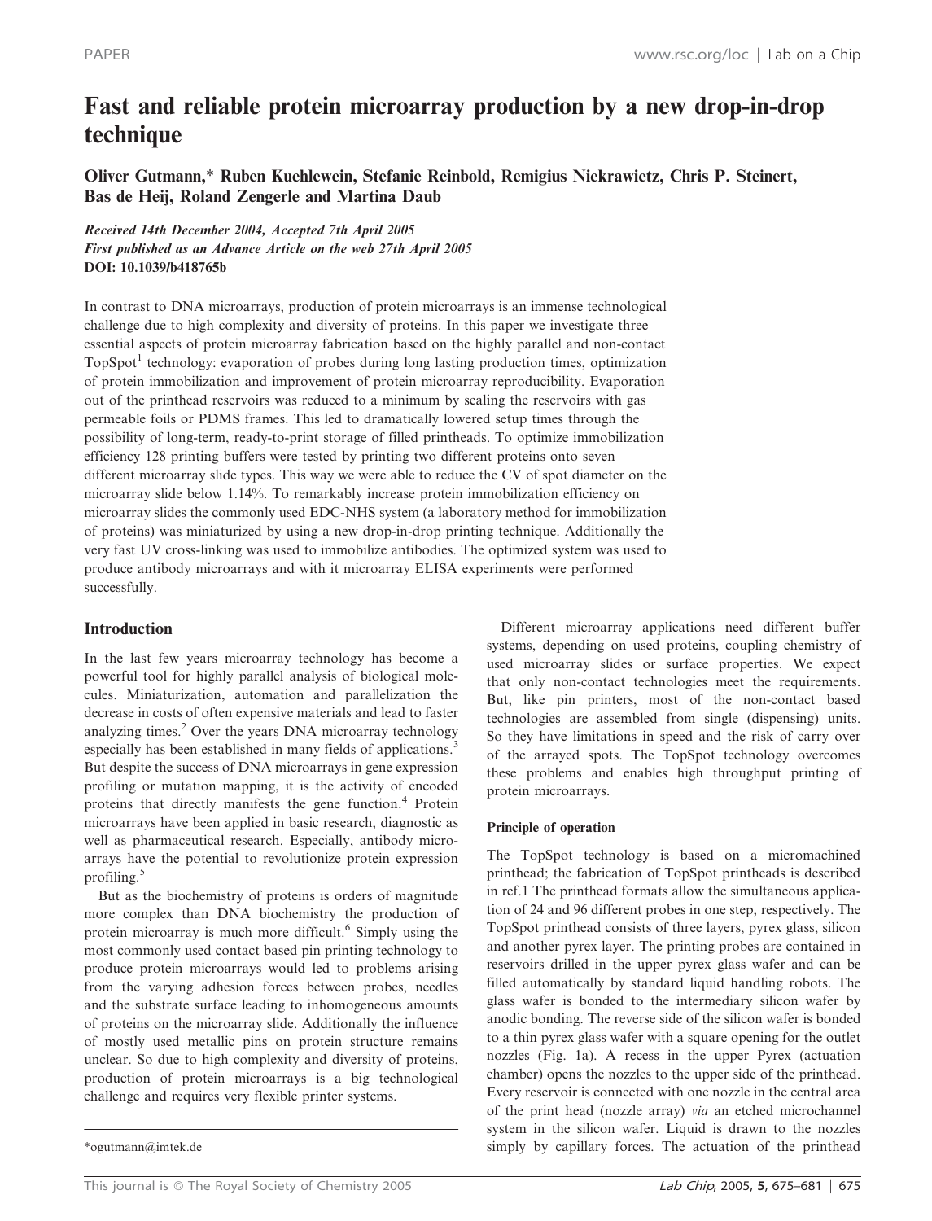# Fast and reliable protein microarray production by a new drop-in-drop technique

**Oliver Gutmann,\* Ruben Kuehlewein, Stefanie Reinbold, Remigius Niekrawietz, Chris P. Steinert, Bas de Heij, Roland Zengerle and Martina Daub**

*Received 14th December 2004, Accepted 7th April 2005*
*First published as an Advance Article on the web 27th April 2005*
**DOI: 10.1039/b418765b**

In contrast to DNA microarrays, production of protein microarrays is an immense technological challenge due to high complexity and diversity of proteins. In this paper we investigate three essential aspects of protein microarray fabrication based on the highly parallel and non-contact TopSpot[1] technology: evaporation of probes during long lasting production times, optimization of protein immobilization and improvement of protein microarray reproducibility. Evaporation out of the printhead reservoirs was reduced to a minimum by sealing the reservoirs with gas permeable foils or PDMS frames. This led to dramatically lowered setup times through the possibility of long-term, ready-to-print storage of filled printheads. To optimize immobilization efficiency 128 printing buffers were tested by printing two different proteins onto seven different microarray slide types. This way we were able to reduce the CV of spot diameter on the microarray slide below 1.14%. To remarkably increase protein immobilization efficiency on microarray slides the commonly used EDC-NHS system (a laboratory method for immobilization of proteins) was miniaturized by using a new drop-in-drop printing technique. Additionally the very fast UV cross-linking was used to immobilize antibodies. The optimized system was used to produce antibody microarrays and with it microarray ELISA experiments were performed successfully.

## Introduction

In the last few years microarray technology has become a powerful tool for highly parallel analysis of biological molecules. Miniaturization, automation and parallelization the decrease in costs of often expensive materials and lead to faster analyzing times.[2] Over the years DNA microarray technology especially has been established in many fields of applications.[3] But despite the success of DNA microarrays in gene expression profiling or mutation mapping, it is the activity of encoded proteins that directly manifests the gene function.[4] Protein microarrays have been applied in basic research, diagnostic as well as pharmaceutical research. Especially, antibody microarrays have the potential to revolutionize protein expression profiling.[5]

But as the biochemistry of proteins is orders of magnitude more complex than DNA biochemistry the production of protein microarray is much more difficult.[6] Simply using the most commonly used contact based pin printing technology to produce protein microarrays would led to problems arising from the varying adhesion forces between probes, needles and the substrate surface leading to inhomogeneous amounts of proteins on the microarray slide. Additionally the influence of mostly used metallic pins on protein structure remains unclear. So due to high complexity and diversity of proteins, production of protein microarrays is a big technological challenge and requires very flexible printer systems.

Different microarray applications need different buffer systems, depending on used proteins, coupling chemistry of used microarray slides or surface properties. We expect that only non-contact technologies meet the requirements. But, like pin printers, most of the non-contact based technologies are assembled from single (dispensing) units. So they have limitations in speed and the risk of carry over of the arrayed spots. The TopSpot technology overcomes these problems and enables high throughput printing of protein microarrays.

### Principle of operation

The TopSpot technology is based on a micromachined printhead; the fabrication of TopSpot printheads is described in ref.1 The printhead formats allow the simultaneous application of 24 and 96 different probes in one step, respectively. The TopSpot printhead consists of three layers, pyrex glass, silicon and another pyrex layer. The printing probes are contained in reservoirs drilled in the upper pyrex glass wafer and can be filled automatically by standard liquid handling robots. The glass wafer is bonded to the intermediary silicon wafer by anodic bonding. The reverse side of the silicon wafer is bonded to a thin pyrex glass wafer with a square opening for the outlet nozzles (Fig. 1a). A recess in the upper Pyrex (actuation chamber) opens the nozzles to the upper side of the printhead. Every reservoir is connected with one nozzle in the central area of the print head (nozzle array) *via* an etched microchannel system in the silicon wafer. Liquid is drawn to the nozzles simply by capillary forces. The actuation of the printhead

\*ogutmann@imtek.de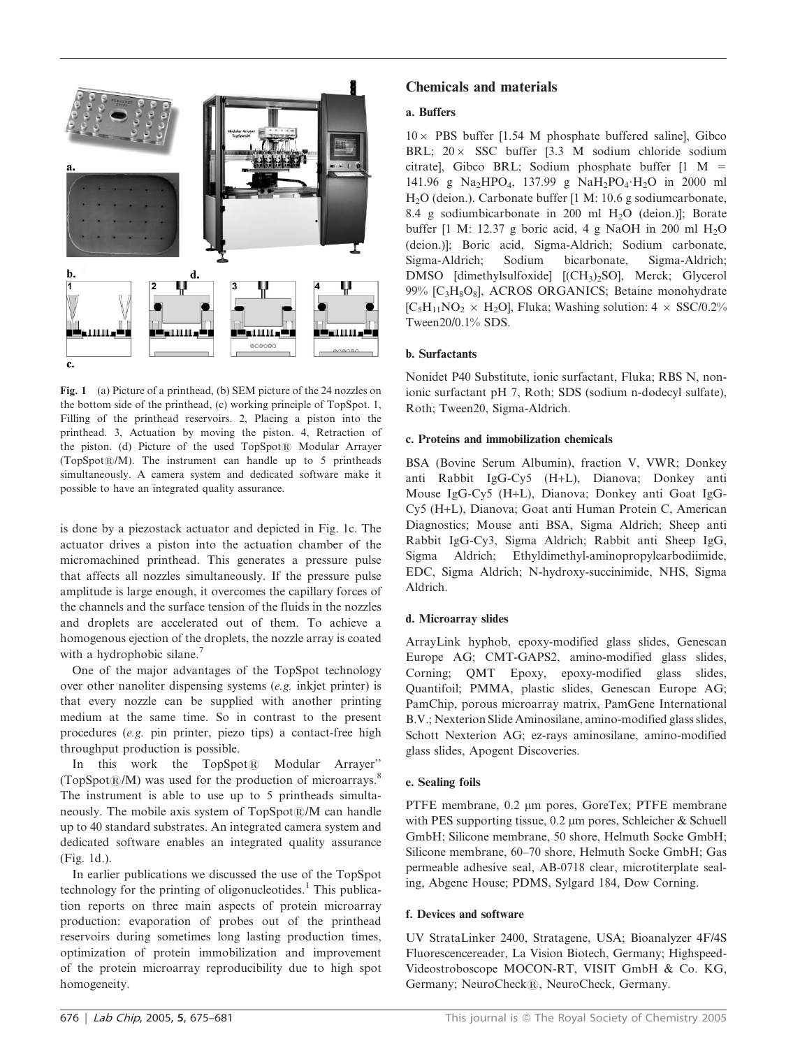Fig. 1 (a) Picture of a printhead, (b) SEM picture of the 24 nozzles on the bottom side of the printhead, (c) working principle of TopSpot. 1, Filling of the printhead reservoirs. 2, Placing a piston into the printhead. 3, Actuation by moving the piston. 4, Retraction of the piston. (d) Picture of the used TopSpot® Modular Arrayer (TopSpot®/M). The instrument can handle up to 5 printheads simultaneously. A camera system and dedicated software make it possible to have an integrated quality assurance.

is done by a piezostack actuator and depicted in Fig. 1c. The actuator drives a piston into the actuation chamber of the micromachined printhead. This generates a pressure pulse that affects all nozzles simultaneously. If the pressure pulse amplitude is large enough, it overcomes the capillary forces of the channels and the surface tension of the fluids in the nozzles and droplets are accelerated out of them. To achieve a homogenous ejection of the droplets, the nozzle array is coated with a hydrophobic silane.[7]

One of the major advantages of the TopSpot technology over other nanoliter dispensing systems (*e.g.* inkjet printer) is that every nozzle can be supplied with another printing medium at the same time. So in contrast to the present procedures (*e.g.* pin printer, piezo tips) a contact-free high throughput production is possible.

In this work the TopSpot® Modular Arrayer" (TopSpot®/M) was used for the production of microarrays.[8] The instrument is able to use up to 5 printheads simultaneously. The mobile axis system of TopSpot®/M can handle up to 40 standard substrates. An integrated camera system and dedicated software enables an integrated quality assurance (Fig. 1d.).

In earlier publications we discussed the use of the TopSpot technology for the printing of oligonucleotides.[1] This publication reports on three main aspects of protein microarray production: evaporation of probes out of the printhead reservoirs during sometimes long lasting production times, optimization of protein immobilization and improvement of the protein microarray reproducibility due to high spot homogeneity.

## Chemicals and materials

### a. Buffers

10× PBS buffer [1.54 M phosphate buffered saline], Gibco BRL; 20× SSC buffer [3.3 M sodium chloride sodium citrate], Gibco BRL; Sodium phosphate buffer [1 M = 141.96 g $Na_2HPO_4$, 137.99 g $NaH_2PO_4 \cdot H_2O$ in 2000 ml $H_2O$ (deion.). Carbonate buffer [1 M: 10.6 g sodiumcarbonate, 8.4 g sodiumbicarbonate in 200 ml $H_2O$ (deion.)]; Borate buffer [1 M: 12.37 g boric acid, 4 g NaOH in 200 ml $H_2O$ (deion.)]; Boric acid, Sigma-Aldrich; Sodium carbonate, Sigma-Aldrich; Sodium bicarbonate, Sigma-Aldrich; DMSO [dimethylsulfoxide] [$(CH_3)_2SO$], Merck; Glycerol 99% [$C_3H_8O_8$], ACROS ORGANICS; Betaine monohydrate [$C_5H_{11}NO_2 \times H_2O$], Fluka; Washing solution: 4 × SSC/0.2% Tween20/0.1% SDS.

### b. Surfactants

Nonidet P40 Substitute, ionic surfactant, Fluka; RBS N, non-ionic surfactant pH 7, Roth; SDS (sodium n-dodecyl sulfate), Roth; Tween20, Sigma-Aldrich.

### c. Proteins and immobilization chemicals

BSA (Bovine Serum Albumin), fraction V, VWR; Donkey anti Rabbit IgG-Cy5 (H+L), Dianova; Donkey anti Mouse IgG-Cy5 (H+L), Dianova; Donkey anti Goat IgG-Cy5 (H+L), Dianova; Goat anti Human Protein C, American Diagnostics; Mouse anti BSA, Sigma Aldrich; Sheep anti Rabbit IgG-Cy3, Sigma Aldrich; Rabbit anti Sheep IgG, Sigma Aldrich; Ethyldimethyl-aminopropylcarbodiimide, EDC, Sigma Aldrich; N-hydroxy-succinimide, NHS, Sigma Aldrich.

### d. Microarray slides

ArrayLink hyphob, epoxy-modified glass slides, Genescan Europe AG; CMT-GAPS2, amino-modified glass slides, Corning; QMT Epoxy, epoxy-modified glass slides, Quantifoil; PMMA, plastic slides, Genescan Europe AG; PamChip, porous microarray matrix, PamGene International B.V.; Nexterion Slide Aminosilane, amino-modified glass slides, Schott Nexterion AG; ez-rays aminosilane, amino-modified glass slides, Apogent Discoveries.

### e. Sealing foils

PTFE membrane, 0.2 μm pores, GoreTex; PTFE membrane with PES supporting tissue, 0.2 μm pores, Schleicher & Schuell GmbH; Silicone membrane, 50 shore, Helmuth Socke GmbH; Silicone membrane, 60–70 shore, Helmuth Socke GmbH; Gas permeable adhesive seal, AB-0718 clear, microtiterplate sealing, Abgene House; PDMS, Sylgard 184, Dow Corning.

### f. Devices and software

UV StrataLinker 2400, Stratagene, USA; Bioanalyzer 4F/4S Fluorescencereader, La Vision Biotech, Germany; Highspeed-Videostroboscope MOCON-RT, VISIT GmbH & Co. KG, Germany; NeuroCheck®, NeuroCheck, Germany.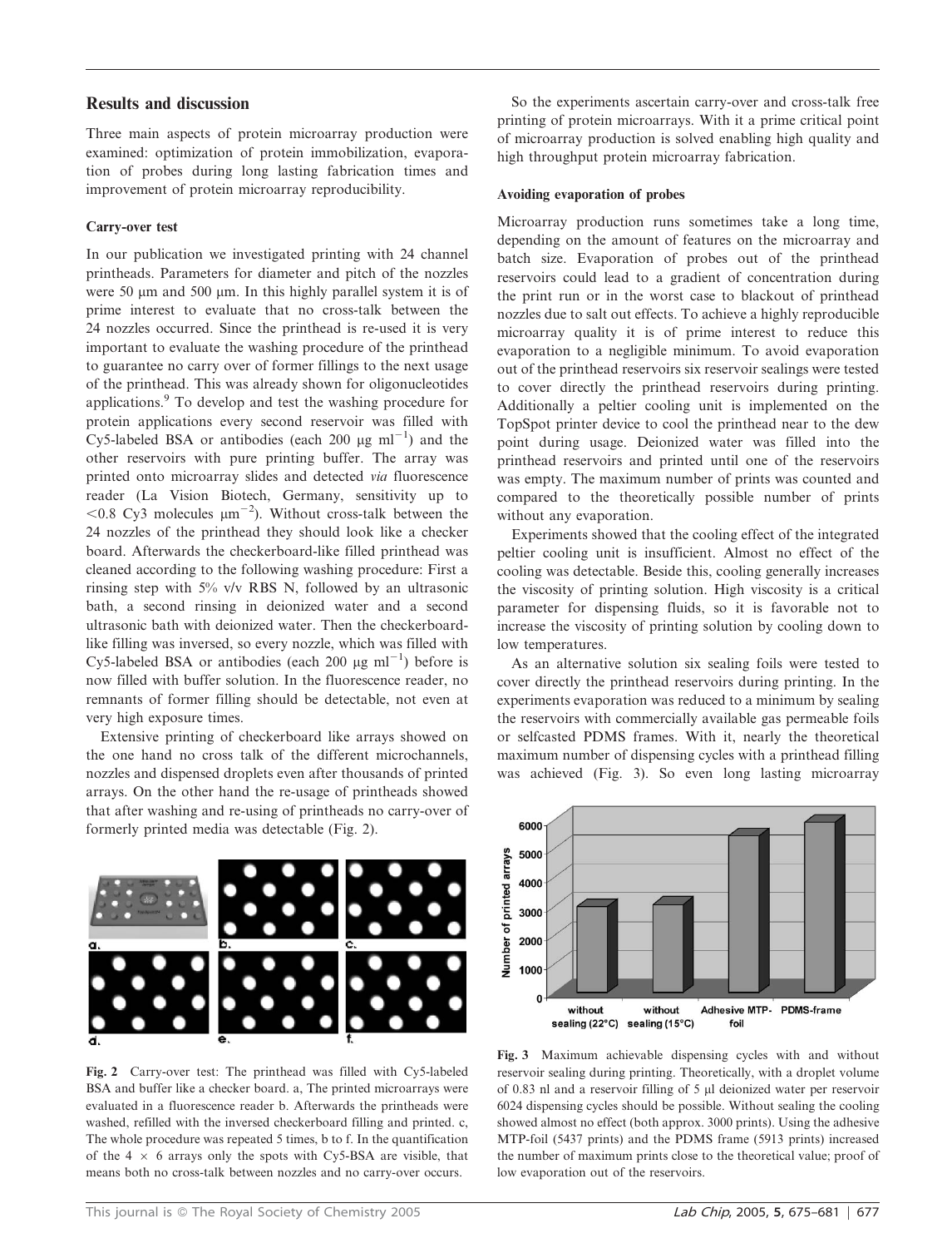## Results and discussion

Three main aspects of protein microarray production were examined: optimization of protein immobilization, evaporation of probes during long lasting fabrication times and improvement of protein microarray reproducibility.

### Carry-over test

In our publication we investigated printing with 24 channel printheads. Parameters for diameter and pitch of the nozzles were 50 μm and 500 μm. In this highly parallel system it is of prime interest to evaluate that no cross-talk between the 24 nozzles occurred. Since the printhead is re-used it is very important to evaluate the washing procedure of the printhead to guarantee no carry over of former fillings to the next usage of the printhead. This was already shown for oligonucleotides applications.[9] To develop and test the washing procedure for protein applications every second reservoir was filled with Cy5-labeled BSA or antibodies (each 200 μg $ml^{-1}$) and the other reservoirs with pure printing buffer. The array was printed onto microarray slides and detected *via* fluorescence reader (La Vision Biotech, Germany, sensitivity up to <0.8 Cy3 molecules $\mu m^{-2}$). Without cross-talk between the 24 nozzles of the printhead they should look like a checker board. Afterwards the checkerboard-like filled printhead was cleaned according to the following washing procedure: First a rinsing step with 5% v/v RBS N, followed by an ultrasonic bath, a second rinsing in deionized water and a second ultrasonic bath with deionized water. Then the checkerboard-like filling was inversed, so every nozzle, which was filled with Cy5-labeled BSA or antibodies (each 200 μg $ml^{-1}$) before is now filled with buffer solution. In the fluorescence reader, no remnants of former filling should be detectable, not even at very high exposure times.

Extensive printing of checkerboard like arrays showed on the one hand no cross talk of the different microchannels, nozzles and dispensed droplets even after thousands of printed arrays. On the other hand the re-usage of printheads showed that after washing and re-using of printheads no carry-over of formerly printed media was detectable (Fig. 2).

a. b. c. d. e. f.

**Fig. 2** Carry-over test: The printhead was filled with Cy5-labeled BSA and buffer like a checker board. a, The printed microarrays were evaluated in a fluorescence reader b. Afterwards the printheads were washed, refilled with the inversed checkerboard filling and printed. c, The whole procedure was repeated 5 times, b to f. In the quantification of the 4 × 6 arrays only the spots with Cy5-BSA are visible, that means both no cross-talk between nozzles and no carry-over occurs.

So the experiments ascertain carry-over and cross-talk free printing of protein microarrays. With it a prime critical point of microarray production is solved enabling high quality and high throughput protein microarray fabrication.

### Avoiding evaporation of probes

Microarray production runs sometimes take a long time, depending on the amount of features on the microarray and batch size. Evaporation of probes out of the printhead reservoirs could lead to a gradient of concentration during the print run or in the worst case to blackout of printhead nozzles due to salt out effects. To achieve a highly reproducible microarray quality it is of prime interest to reduce this evaporation to a negligible minimum. To avoid evaporation out of the printhead reservoirs six reservoir sealings were tested to cover directly the printhead reservoirs during printing. Additionally a peltier cooling unit is implemented on the TopSpot printer device to cool the printhead near to the dew point during usage. Deionized water was filled into the printhead reservoirs and printed until one of the reservoirs was empty. The maximum number of prints was counted and compared to the theoretically possible number of prints without any evaporation.

Experiments showed that the cooling effect of the integrated peltier cooling unit is insufficient. Almost no effect of the cooling was detectable. Beside this, cooling generally increases the viscosity of printing solution. High viscosity is a critical parameter for dispensing fluids, so it is favorable not to increase the viscosity of printing solution by cooling down to low temperatures.

As an alternative solution six sealing foils were tested to cover directly the printhead reservoirs during printing. In the experiments evaporation was reduced to a minimum by sealing the reservoirs with commercially available gas permeable foils or selfcasted PDMS frames. With it, nearly the theoretical maximum number of dispensing cycles with a printhead filling was achieved (Fig. 3). So even long lasting microarray

Number of printed arrays
0
1000
2000
3000
4000
5000
6000
without sealing (22°C)
without sealing (15°C)
Adhesive MTP-foil
PDMS-frame

**Fig. 3** Maximum achievable dispensing cycles with and without reservoir sealing during printing. Theoretically, with a droplet volume of 0.83 nl and a reservoir filling of 5 μl deionized water per reservoir 6024 dispensing cycles should be possible. Without sealing the cooling showed almost no effect (both approx. 3000 prints). Using the adhesive MTP-foil (5437 prints) and the PDMS frame (5913 prints) increased the number of maximum prints close to the theoretical value; proof of low evaporation out of the reservoirs.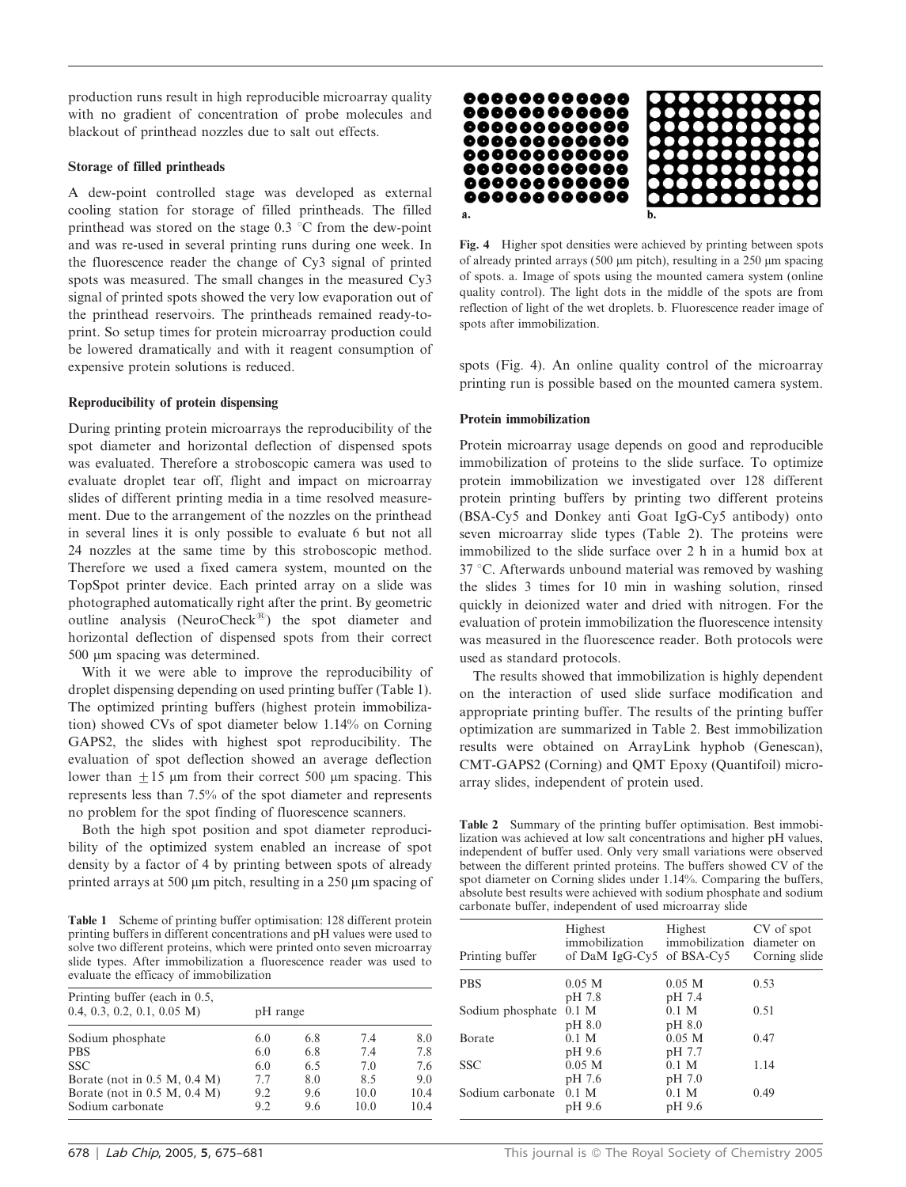production runs result in high reproducible microarray quality with no gradient of concentration of probe molecules and blackout of printhead nozzles due to salt out effects.

### Storage of filled printheads

A dew-point controlled stage was developed as external cooling station for storage of filled printheads. The filled printhead was stored on the stage 0.3 °C from the dew-point and was re-used in several printing runs during one week. In the fluorescence reader the change of Cy3 signal of printed spots was measured. The small changes in the measured Cy3 signal of printed spots showed the very low evaporation out of the printhead reservoirs. The printheads remained ready-to-print. So setup times for protein microarray production could be lowered dramatically and with it reagent consumption of expensive protein solutions is reduced.

### Reproducibility of protein dispensing

During printing protein microarrays the reproducibility of the spot diameter and horizontal deflection of dispensed spots was evaluated. Therefore a stroboscopic camera was used to evaluate droplet tear off, flight and impact on microarray slides of different printing media in a time resolved measurement. Due to the arrangement of the nozzles on the printhead in several lines it is only possible to evaluate 6 but not all 24 nozzles at the same time by this stroboscopic method. Therefore we used a fixed camera system, mounted on the TopSpot printer device. Each printed array on a slide was photographed automatically right after the print. By geometric outline analysis (NeuroCheck®) the spot diameter and horizontal deflection of dispensed spots from their correct 500 μm spacing was determined.

With it we were able to improve the reproducibility of droplet dispensing depending on used printing buffer (Table 1). The optimized printing buffers (highest protein immobilization) showed CVs of spot diameter below 1.14% on Corning GAPS2, the slides with highest spot reproducibility. The evaluation of spot deflection showed an average deflection lower than ±15 μm from their correct 500 μm spacing. This represents less than 7.5% of the spot diameter and represents no problem for the spot finding of fluorescence scanners.

Both the high spot position and spot diameter reproducibility of the optimized system enabled an increase of spot density by a factor of 4 by printing between spots of already printed arrays at 500 μm pitch, resulting in a 250 μm spacing of spots (Fig. 4). An online quality control of the microarray printing run is possible based on the mounted camera system.

**Fig. 4** Higher spot densities were achieved by printing between spots of already printed arrays (500 μm pitch), resulting in a 250 μm spacing of spots. a. Image of spots using the mounted camera system (online quality control). The light dots in the middle of the spots are from reflection of light of the wet droplets. b. Fluorescence reader image of spots after immobilization.

**Table 1** Scheme of printing buffer optimisation: 128 different protein printing buffers in different concentrations and pH values were used to solve two different proteins, which were printed onto seven microarray slide types. After immobilization a fluorescence reader was used to evaluate the efficacy of immobilization

| Printing buffer (each in 0.5, 0.4, 0.3, 0.2, 0.1, 0.05 M) | pH range | | | |
|---|---|---|---|---|
| Sodium phosphate | 6.0 | 6.8 | 7.4 | 8.0 |
| PBS | 6.0 | 6.8 | 7.4 | 7.8 |
| SSC | 6.0 | 6.5 | 7.0 | 7.6 |
| Borate (not in 0.5 M, 0.4 M) | 7.7 | 8.0 | 8.5 | 9.0 |
| Borate (not in 0.5 M, 0.4 M) | 9.2 | 9.6 | 10.0 | 10.4 |
| Sodium carbonate | 9.2 | 9.6 | 10.0 | 10.4 |

### Protein immobilization

Protein microarray usage depends on good and reproducible immobilization of proteins to the slide surface. To optimize protein immobilization we investigated over 128 different protein printing buffers by printing two different proteins (BSA-Cy5 and Donkey anti Goat IgG-Cy5 antibody) onto seven microarray slide types (Table 2). The proteins were immobilized to the slide surface over 2 h in a humid box at 37 °C. Afterwards unbound material was removed by washing the slides 3 times for 10 min in washing solution, rinsed quickly in deionized water and dried with nitrogen. For the evaluation of protein immobilization the fluorescence intensity was measured in the fluorescence reader. Both protocols were used as standard protocols.

The results showed that immobilization is highly dependent on the interaction of used slide surface modification and appropriate printing buffer. The results of the printing buffer optimization are summarized in Table 2. Best immobilization results were obtained on ArrayLink hyphob (Genescan), CMT-GAPS2 (Corning) and QMT Epoxy (Quantifoil) microarray slides, independent of protein used.

**Table 2** Summary of the printing buffer optimisation. Best immobilization was achieved at low salt concentrations and higher pH values, independent of buffer used. Only very small variations were observed between the different printed proteins. The buffers showed CV of the spot diameter on Corning slides under 1.14%. Comparing the buffers, absolute best results were achieved with sodium phosphate and sodium carbonate buffer, independent of used microarray slide

| Printing buffer | Highest immobilization of DaM IgG-Cy5 | Highest immobilization of BSA-Cy5 | CV of spot diameter on Corning slide |
|---|---|---|---|
| PBS | 0.05 M pH 7.8 | 0.05 M pH 7.4 | 0.53 |
| Sodium phosphate | 0.1 M pH 8.0 | 0.1 M pH 8.0 | 0.51 |
| Borate | 0.1 M pH 9.6 | 0.05 M pH 7.7 | 0.47 |
| SSC | 0.05 M pH 7.6 | 0.1 M pH 7.0 | 1.14 |
| Sodium carbonate | 0.1 M pH 9.6 | 0.1 M pH 9.6 | 0.49 |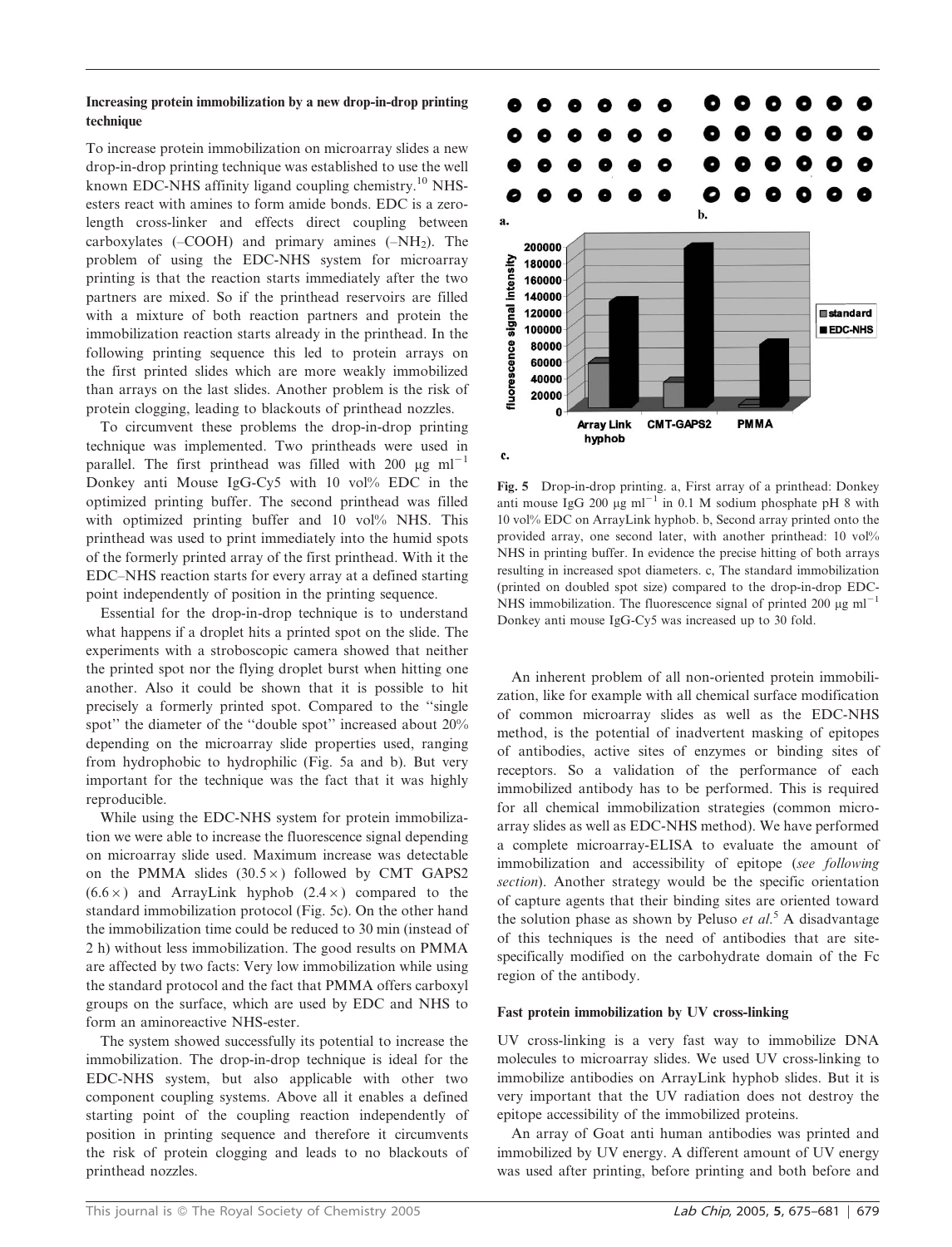### Increasing protein immobilization by a new drop-in-drop printing technique

To increase protein immobilization on microarray slides a new drop-in-drop printing technique was established to use the well known EDC-NHS affinity ligand coupling chemistry.[10] NHS-esters react with amines to form amide bonds. EDC is a zero-length cross-linker and effects direct coupling between carboxylates (–COOH) and primary amines (–$NH_2$). The problem of using the EDC-NHS system for microarray printing is that the reaction starts immediately after the two partners are mixed. So if the printhead reservoirs are filled with a mixture of both reaction partners and protein the immobilization reaction starts already in the printhead. In the following printing sequence this led to protein arrays on the first printed slides which are more weakly immobilized than arrays on the last slides. Another problem is the risk of protein clogging, leading to blackouts of printhead nozzles.

To circumvent these problems the drop-in-drop printing technique was implemented. Two printheads were used in parallel. The first printhead was filled with 200 μg $ml^{-1}$ Donkey anti Mouse IgG-Cy5 with 10 vol% EDC in the optimized printing buffer. The second printhead was filled with optimized printing buffer and 10 vol% NHS. This printhead was used to print immediately into the humid spots of the formerly printed array of the first printhead. With it the EDC–NHS reaction starts for every array at a defined starting point independently of position in the printing sequence.

Essential for the drop-in-drop technique is to understand what happens if a droplet hits a printed spot on the slide. The experiments with a stroboscopic camera showed that neither the printed spot nor the flying droplet burst when hitting one another. Also it could be shown that it is possible to hit precisely a formerly printed spot. Compared to the ''single spot'' the diameter of the ''double spot'' increased about 20% depending on the microarray slide properties used, ranging from hydrophobic to hydrophilic (Fig. 5a and b). But very important for the technique was the fact that it was highly reproducible.

While using the EDC-NHS system for protein immobilization we were able to increase the fluorescence signal depending on microarray slide used. Maximum increase was detectable on the PMMA slides (30.5×) followed by CMT GAPS2 (6.6×) and ArrayLink hyphob (2.4×) compared to the standard immobilization protocol (Fig. 5c). On the other hand the immobilization time could be reduced to 30 min (instead of 2 h) without less immobilization. The good results on PMMA are affected by two facts: Very low immobilization while using the standard protocol and the fact that PMMA offers carboxyl groups on the surface, which are used by EDC and NHS to form an aminoreactive NHS-ester.

The system showed successfully its potential to increase the immobilization. The drop-in-drop technique is ideal for the EDC-NHS system, but also applicable with other two component coupling systems. Above all it enables a defined starting point of the coupling reaction independently of position in printing sequence and therefore it circumvents the risk of protein clogging and leads to no blackouts of printhead nozzles.

**Fig. 5** Drop-in-drop printing. a, First array of a printhead: Donkey anti mouse IgG 200 μg $ml^{-1}$ in 0.1 M sodium phosphate pH 8 with 10 vol% EDC on ArrayLink hyphob. b, Second array printed onto the provided array, one second later, with another printhead: 10 vol% NHS in printing buffer. In evidence the precise hitting of both arrays resulting in increased spot diameters. c, The standard immobilization (printed on doubled spot size) compared to the drop-in-drop EDC-NHS immobilization. The fluorescence signal of printed 200 μg $ml^{-1}$ Donkey anti mouse IgG-Cy5 was increased up to 30 fold.

An inherent problem of all non-oriented protein immobilization, like for example with all chemical surface modification of common microarray slides as well as the EDC-NHS method, is the potential of inadvertent masking of epitopes of antibodies, active sites of enzymes or binding sites of receptors. So a validation of the performance of each immobilized antibody has to be performed. This is required for all chemical immobilization strategies (common microarray slides as well as EDC-NHS method). We have performed a complete microarray-ELISA to evaluate the amount of immobilization and accessibility of epitope (*see following section*). Another strategy would be the specific orientation of capture agents that their binding sites are oriented toward the solution phase as shown by Peluso *et al*.[5] A disadvantage of this techniques is the need of antibodies that are site-specifically modified on the carbohydrate domain of the Fc region of the antibody.

### Fast protein immobilization by UV cross-linking

UV cross-linking is a very fast way to immobilize DNA molecules to microarray slides. We used UV cross-linking to immobilize antibodies on ArrayLink hyphob slides. But it is very important that the UV radiation does not destroy the epitope accessibility of the immobilized proteins.

An array of Goat anti human antibodies was printed and immobilized by UV energy. A different amount of UV energy was used after printing, before printing and both before and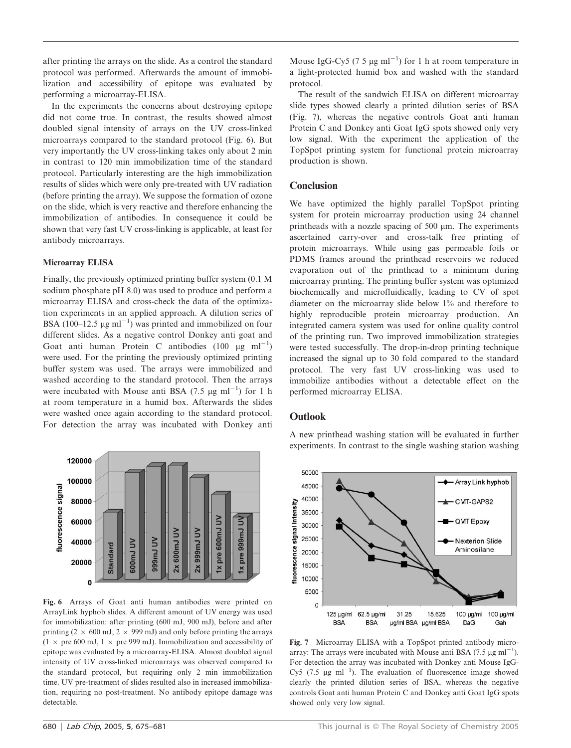after printing the arrays on the slide. As a control the standard protocol was performed. Afterwards the amount of immobilization and accessibility of epitope was evaluated by performing a microarray-ELISA.

In the experiments the concerns about destroying epitope did not come true. In contrast, the results showed almost doubled signal intensity of arrays on the UV cross-linked microarrays compared to the standard protocol (Fig. 6). But very importantly the UV cross-linking takes only about 2 min in contrast to 120 min immobilization time of the standard protocol. Particularly interesting are the high immobilization results of slides which were only pre-treated with UV radiation (before printing the array). We suppose the formation of ozone on the slide, which is very reactive and therefore enhancing the immobilization of antibodies. In consequence it could be shown that very fast UV cross-linking is applicable, at least for antibody microarrays.

### Microarray ELISA

Finally, the previously optimized printing buffer system (0.1 M sodium phosphate pH 8.0) was used to produce and perform a microarray ELISA and cross-check the data of the optimization experiments in an applied approach. A dilution series of BSA (100–12.5 μg ml$^{-1}$) was printed and immobilized on four different slides. As a negative control Donkey anti goat and Goat anti human Protein C antibodies (100 μg ml$^{-1}$) were used. For the printing the previously optimized printing buffer system was used. The arrays were immobilized and washed according to the standard protocol. The arrays were incubated with Mouse anti BSA (7.5 μg ml$^{-1}$) for 1 h at room temperature in a humid box. Afterwards the slides were washed once again according to the standard protocol. For detection the array was incubated with Donkey anti Mouse IgG-Cy5 (7 5 μg ml$^{-1}$) for 1 h at room temperature in a light-protected humid box and washed with the standard protocol.

The result of the sandwich ELISA on different microarray slide types showed clearly a printed dilution series of BSA (Fig. 7), whereas the negative controls Goat anti human Protein C and Donkey anti Goat IgG spots showed only very low signal. With the experiment the application of the TopSpot printing system for functional protein microarray production is shown.

**Fig. 6** Arrays of Goat anti human antibodies were printed on ArrayLink hyphob slides. A different amount of UV energy was used for immobilization: after printing (600 mJ, 900 mJ), before and after printing (2 × 600 mJ, 2 × 999 mJ) and only before printing the arrays (1 × pre 600 mJ, 1 × pre 999 mJ). Immobilization and accessibility of epitope was evaluated by a microarray-ELISA. Almost doubled signal intensity of UV cross-linked microarrays was observed compared to the standard protocol, but requiring only 2 min immobilization time. UV pre-treatment of slides resulted also in increased immobilization, requiring no post-treatment. No antibody epitope damage was detectable.

## Conclusion

We have optimized the highly parallel TopSpot printing system for protein microarray production using 24 channel printheads with a nozzle spacing of 500 μm. The experiments ascertained carry-over and cross-talk free printing of protein microarrays. While using gas permeable foils or PDMS frames around the printhead reservoirs we reduced evaporation out of the printhead to a minimum during microarray printing. The printing buffer system was optimized biochemically and microfluidically, leading to CV of spot diameter on the microarray slide below 1% and therefore to highly reproducible protein microarray production. An integrated camera system was used for online quality control of the printing run. Two improved immobilization strategies were tested successfully. The drop-in-drop printing technique increased the signal up to 30 fold compared to the standard protocol. The very fast UV cross-linking was used to immobilize antibodies without a detectable effect on the performed microarray ELISA.

## Outlook

A new printhead washing station will be evaluated in further experiments. In contrast to the single washing station washing

**Fig. 7** Microarray ELISA with a TopSpot printed antibody microarray: The arrays were incubated with Mouse anti BSA (7.5 μg ml$^{-1}$). For detection the array was incubated with Donkey anti Mouse IgG-Cy5 (7.5 μg ml$^{-1}$). The evaluation of fluorescence image showed clearly the printed dilution series of BSA, whereas the negative controls Goat anti human Protein C and Donkey anti Goat IgG spots showed only very low signal.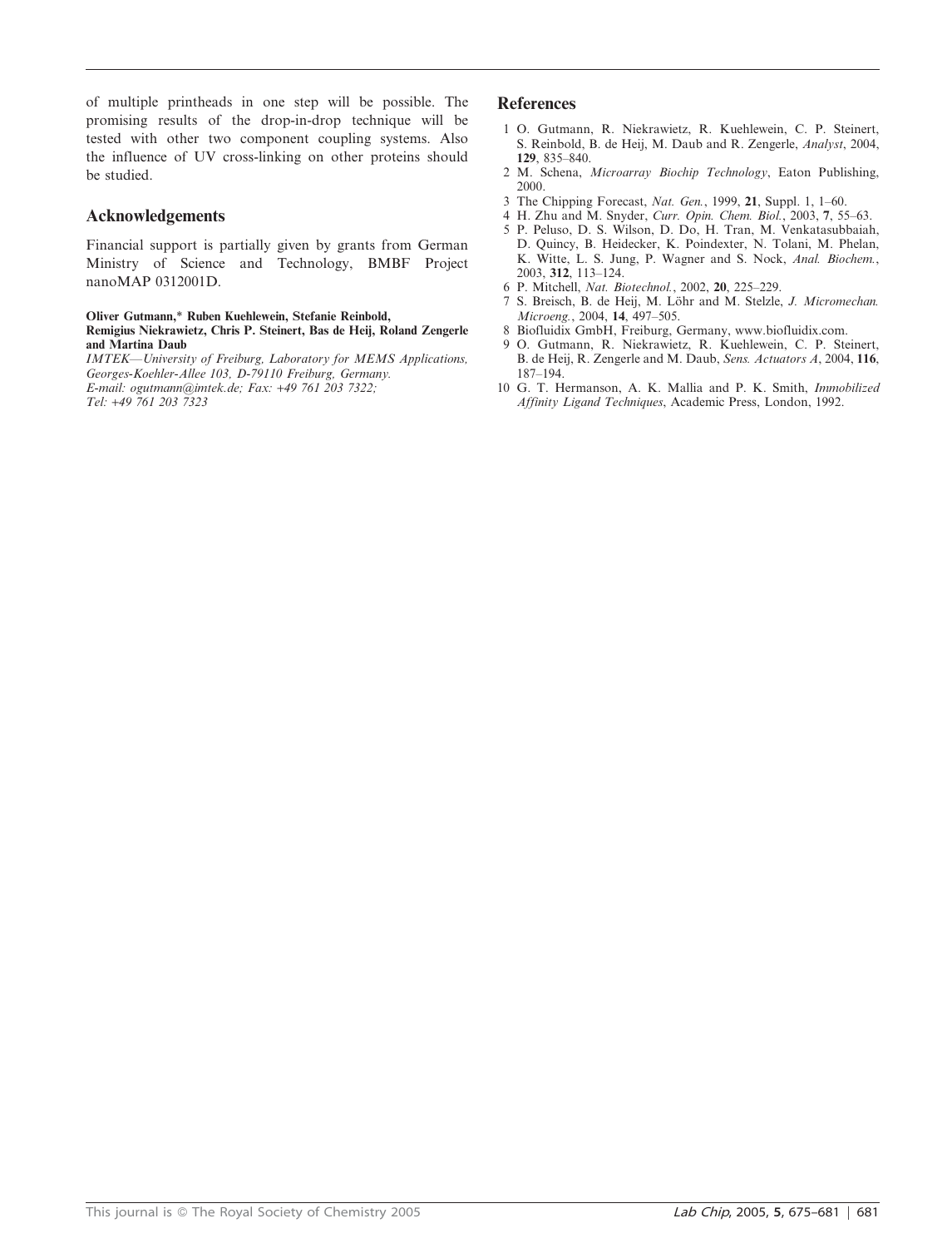of multiple printheads in one step will be possible. The promising results of the drop-in-drop technique will be tested with other two component coupling systems. Also the influence of UV cross-linking on other proteins should be studied.

## Acknowledgements

Financial support is partially given by grants from German Ministry of Science and Technology, BMBF Project nanoMAP 0312001D.

**Oliver Gutmann,* Ruben Kuehlewein, Stefanie Reinbold, Remigius Niekrawietz, Chris P. Steinert, Bas de Heij, Roland Zengerle and Martina Daub**
*IMTEK—University of Freiburg, Laboratory for MEMS Applications, Georges-Koehler-Allee 103, D-79110 Freiburg, Germany. E-mail: ogutmann@imtek.de; Fax: +49 761 203 7322; Tel: +49 761 203 7323*

## References

1. O. Gutmann, R. Niekrawietz, R. Kuehlewein, C. P. Steinert, S. Reinbold, B. de Heij, M. Daub and R. Zengerle, *Analyst*, 2004, **129**, 835–840.
2. M. Schena, *Microarray Biochip Technology*, Eaton Publishing, 2000.
3. The Chipping Forecast, *Nat. Gen.*, 1999, **21**, Suppl. 1, 1–60.
4. H. Zhu and M. Snyder, *Curr. Opin. Chem. Biol.*, 2003, **7**, 55–63.
5. P. Peluso, D. S. Wilson, D. Do, H. Tran, M. Venkatasubbaiah, D. Quincy, B. Heidecker, K. Poindexter, N. Tolani, M. Phelan, K. Witte, L. S. Jung, P. Wagner and S. Nock, *Anal. Biochem.*, 2003, **312**, 113–124.
6. P. Mitchell, *Nat. Biotechnol.*, 2002, **20**, 225–229.
7. S. Breisch, B. de Heij, M. Löhr and M. Stelzle, *J. Micromechan. Microeng.*, 2004, **14**, 497–505.
8. Biofluidix GmbH, Freiburg, Germany, www.biofluidix.com.
9. O. Gutmann, R. Niekrawietz, R. Kuehlewein, C. P. Steinert, B. de Heij, R. Zengerle and M. Daub, *Sens. Actuators A*, 2004, **116**, 187–194.
10. G. T. Hermanson, A. K. Mallia and P. K. Smith, *Immobilized Affinity Ligand Techniques*, Academic Press, London, 1992.